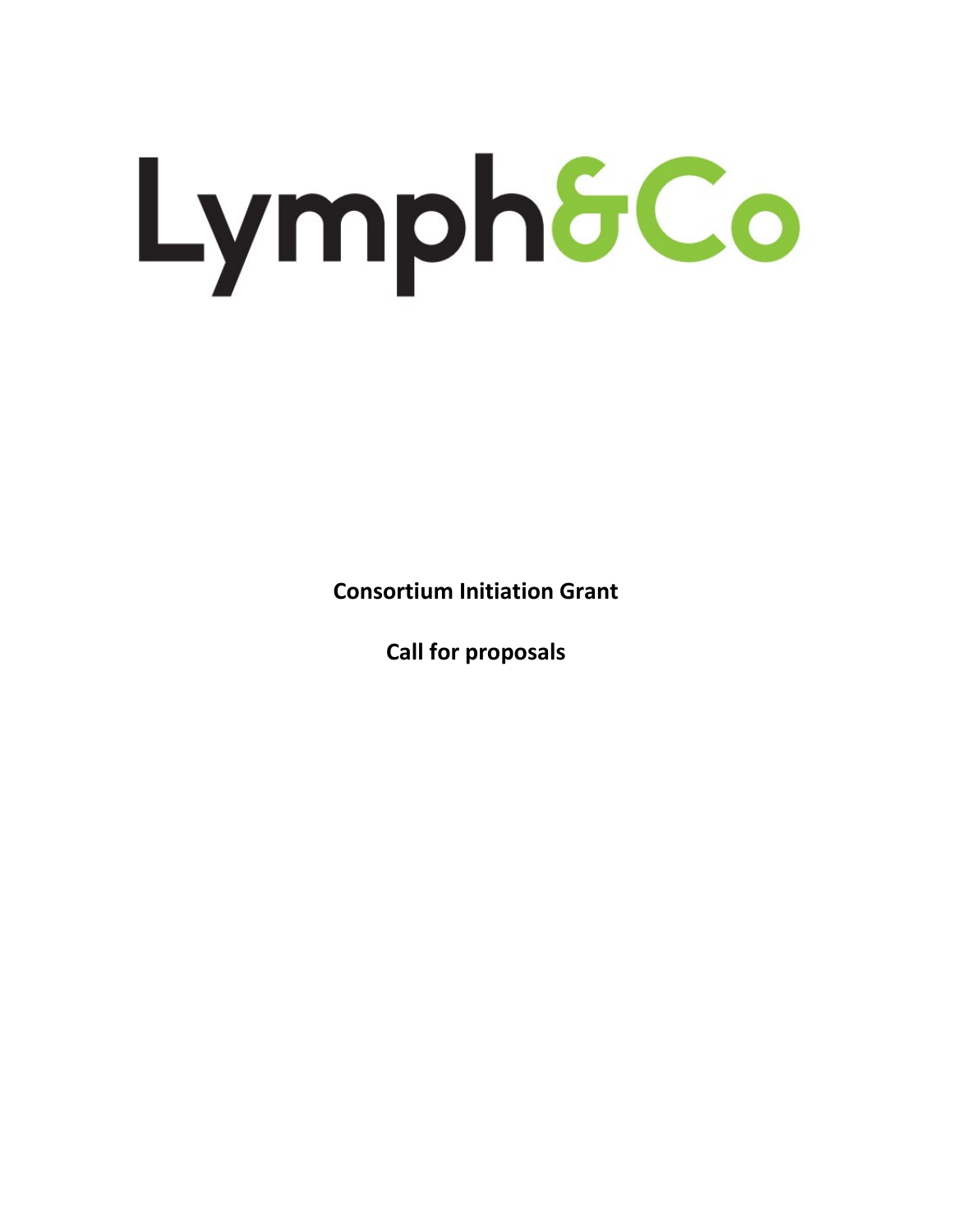# Lymph&Co

**Consortium Initiation Grant**

**Call for proposals**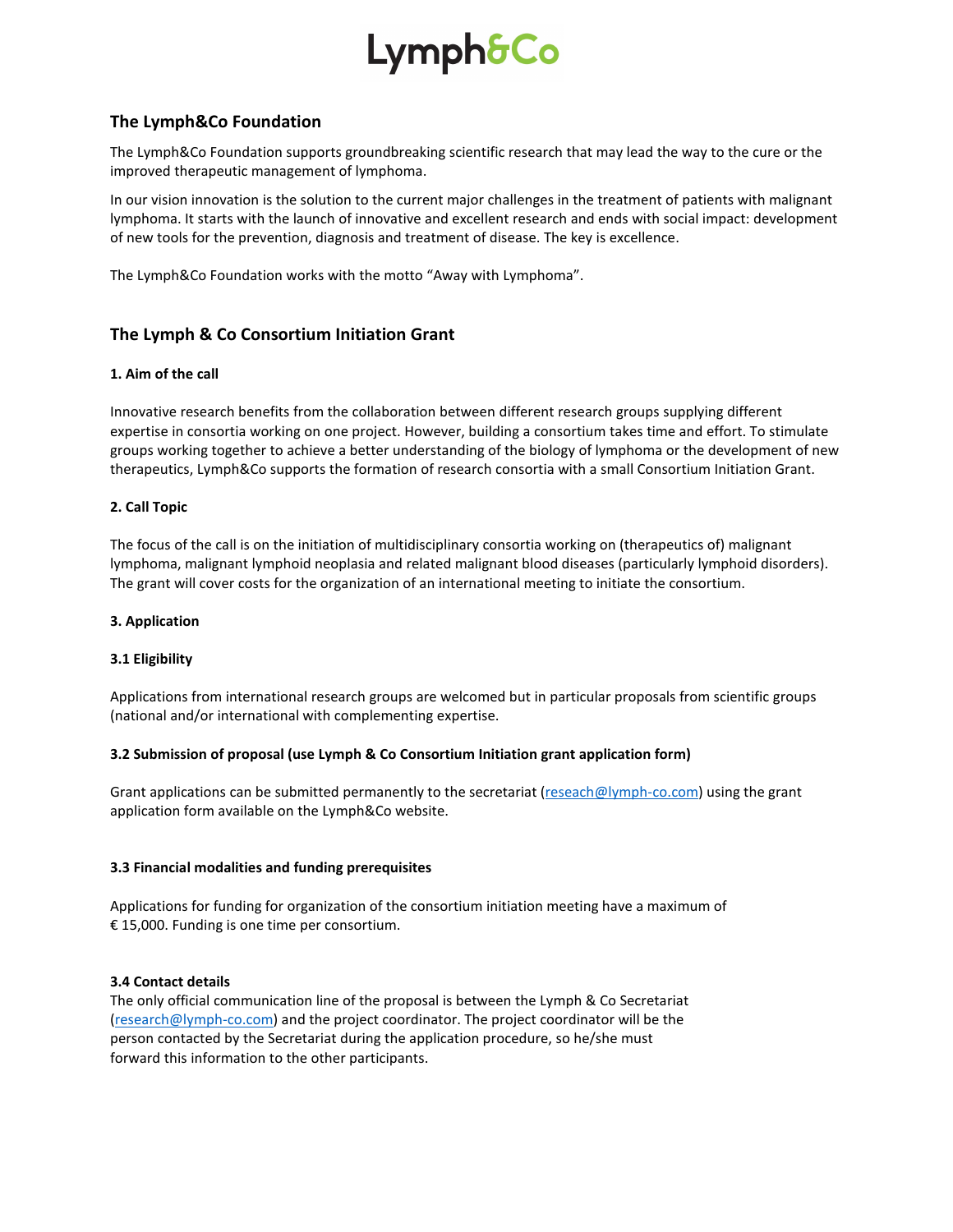# Lymph&Co

## The Lymph&Co Foundation

The Lymph&Co Foundation supports groundbreaking scientific research that may lead the way to the cure or the improved therapeutic management of lymphoma.

In our vision innovation is the solution to the current major challenges in the treatment of patients with malignant lymphoma. It starts with the launch of innovative and excellent research and ends with social impact: development of new tools for the prevention, diagnosis and treatment of disease. The key is excellence.

The Lymph&Co Foundation works with the motto "Away with Lymphoma".

## The Lymph & Co Consortium Initiation Grant

### 1. Aim of the call

Innovative research benefits from the collaboration between different research groups supplying different expertise in consortia working on one project. However, building a consortium takes time and effort. To stimulate groups working together to achieve a better understanding of the biology of lymphoma or the development of new therapeutics, Lymph&Co supports the formation of research consortia with a small Consortium Initiation Grant.

### 2. Call Topic

The focus of the call is on the initiation of multidisciplinary consortia working on (therapeutics of) malignant lymphoma, malignant lymphoid neoplasia and related malignant blood diseases (particularly lymphoid disorders). The grant will cover costs for the organization of an international meeting to initiate the consortium.

### 3. Application

#### 3.1 Eligibility

Applications from international research groups are welcomed but in particular proposals from scientific groups (national and/or international with complementing expertise.

#### 3.2 Submission of proposal (use Lymph & Co Consortium Initiation grant application form)

Grant applications can be submitted permanently to the secretariat (reseach@lymph-co.com) using the grant application form available on the Lymph&Co website.

#### 3.3 Financial modalities and funding prerequisites

Applications for funding for organization of the consortium initiation meeting have a maximum of € 15,000. Funding is one time per consortium.

#### 3.4 Contact details

The only official communication line of the proposal is between the Lymph & Co Secretariat (research@lymph-co.com) and the project coordinator. The project coordinator will be the person contacted by the Secretariat during the application procedure, so he/she must forward this information to the other participants.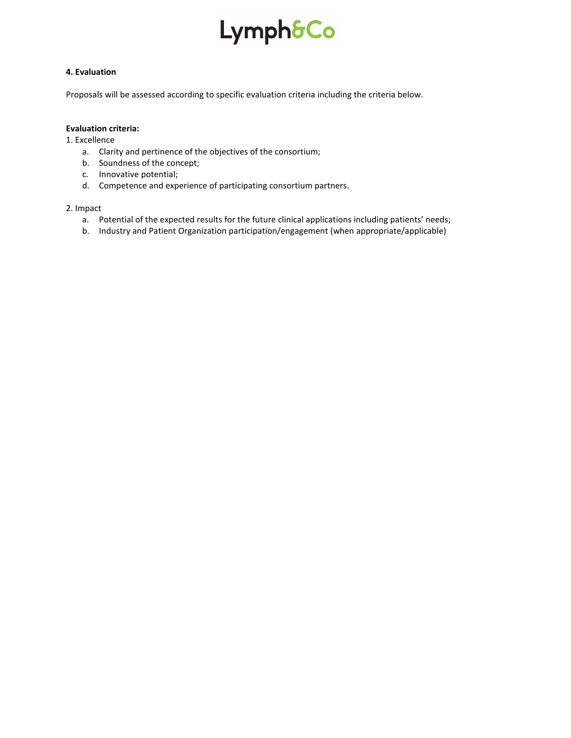**4. Evaluation**

Proposals will be assessed according to specific evaluation criteria including the criteria below.

**Evaluation criteria:**

1. Excellence
    a. Clarity and pertinence of the objectives of the consortium;
    b. Soundness of the concept;
    c. Innovative potential;
    d. Competence and experience of participating consortium partners.

2. Impact
    a. Potential of the expected results for the future clinical applications including patients' needs;
    b. Industry and Patient Organization participation/engagement (when appropriate/applicable)